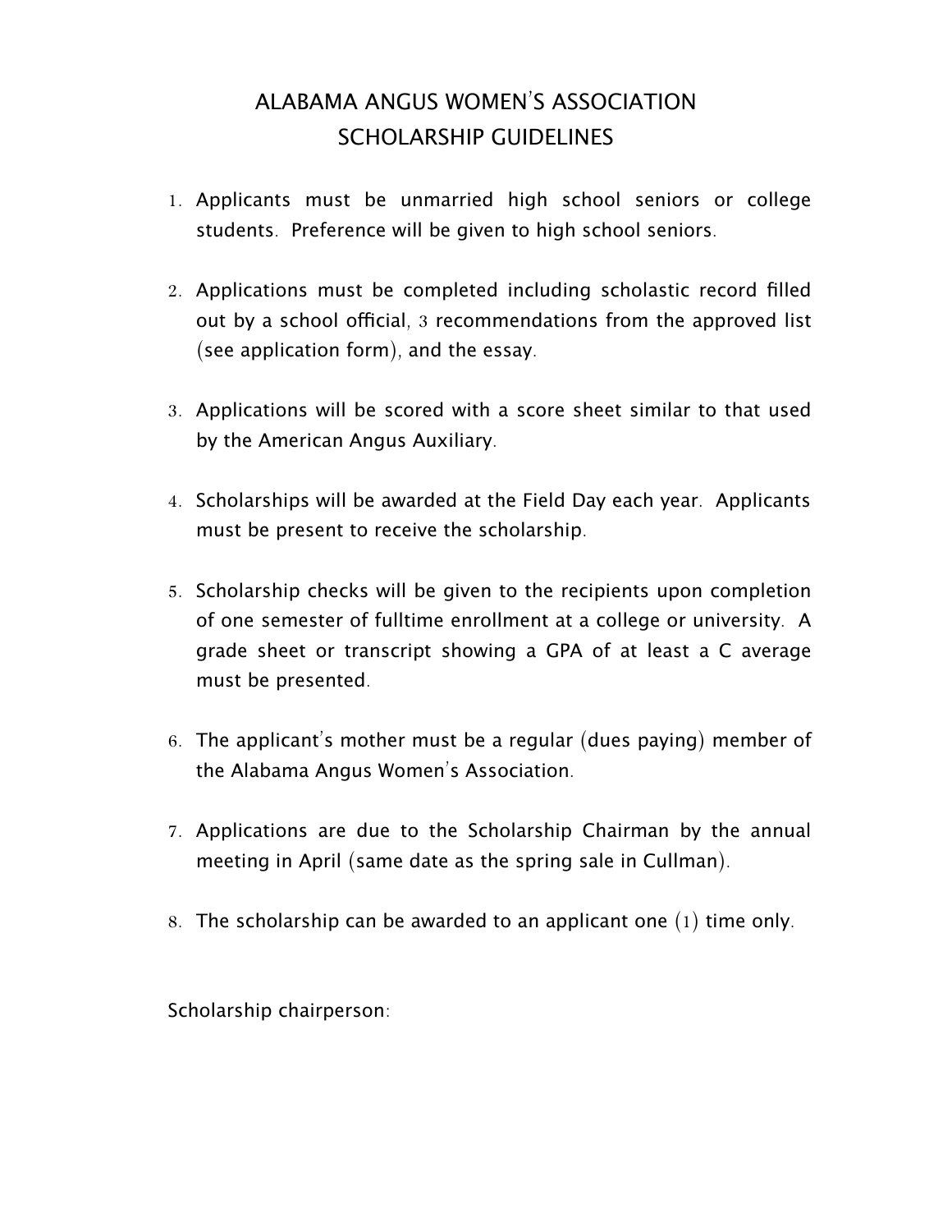# ALABAMA ANGUS WOMEN'S ASSOCIATION
## SCHOLARSHIP GUIDELINES

1. Applicants must be unmarried high school seniors or college students. Preference will be given to high school seniors.

2. Applications must be completed including scholastic record filled out by a school official, 3 recommendations from the approved list (see application form), and the essay.

3. Applications will be scored with a score sheet similar to that used by the American Angus Auxiliary.

4. Scholarships will be awarded at the Field Day each year. Applicants must be present to receive the scholarship.

5. Scholarship checks will be given to the recipients upon completion of one semester of fulltime enrollment at a college or university. A grade sheet or transcript showing a GPA of at least a C average must be presented.

6. The applicant's mother must be a regular (dues paying) member of the Alabama Angus Women's Association.

7. Applications are due to the Scholarship Chairman by the annual meeting in April (same date as the spring sale in Cullman).

8. The scholarship can be awarded to an applicant one (1) time only.

Scholarship chairperson: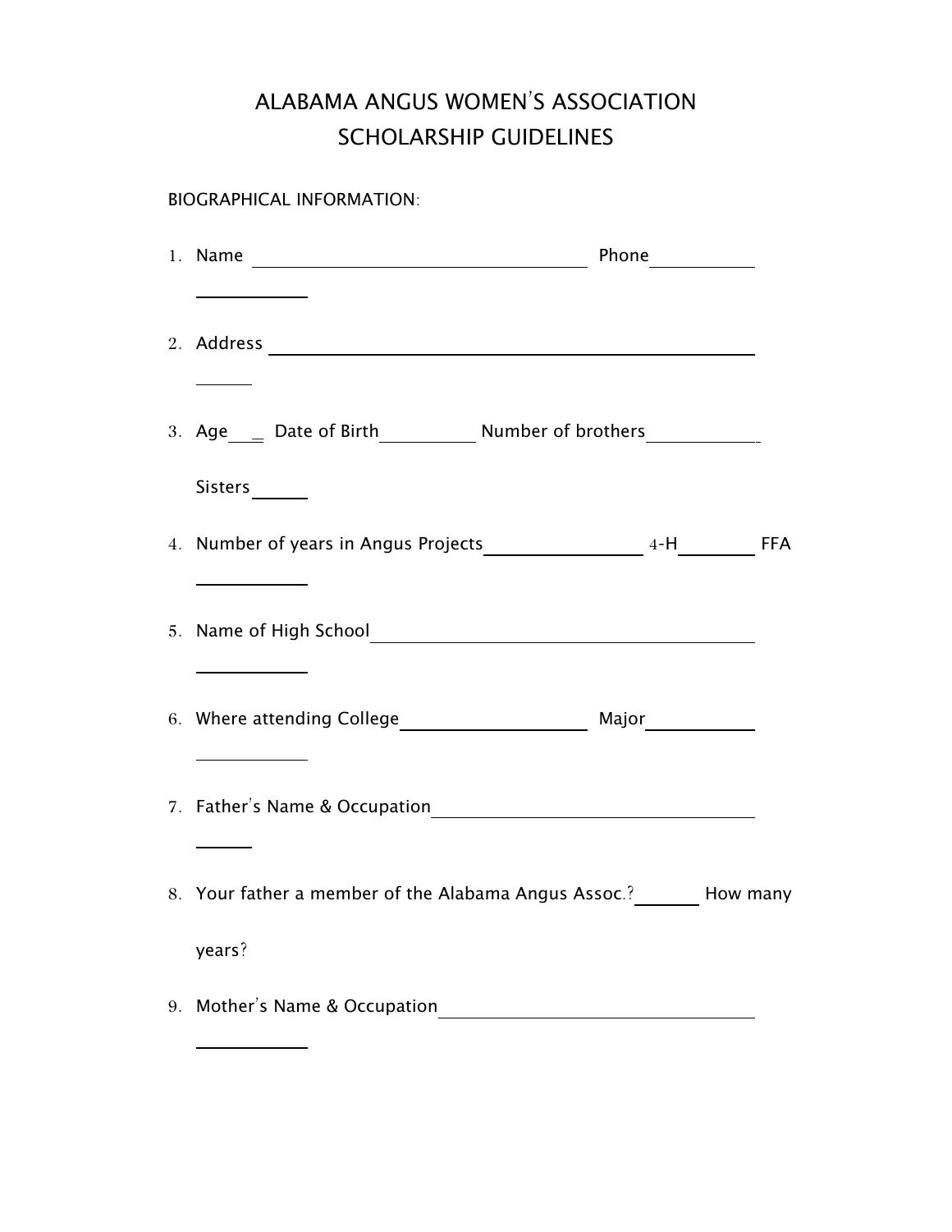# ALABAMA ANGUS WOMEN'S ASSOCIATION
# SCHOLARSHIP GUIDELINES

BIOGRAPHICAL INFORMATION:

1. Name ______________________________ Phone ____________
2. Address ______________________________________________
3. Age ___ Date of Birth __________ Number of brothers __________ Sisters ______
4. Number of years in Angus Projects ______________ 4-H ________ FFA ____________
5. Name of High School ______________________________________
6. Where attending College __________________ Major ____________
7. Father's Name & Occupation ______________________________
8. Your father a member of the Alabama Angus Assoc.? ______ How many years?
9. Mother's Name & Occupation ______________________________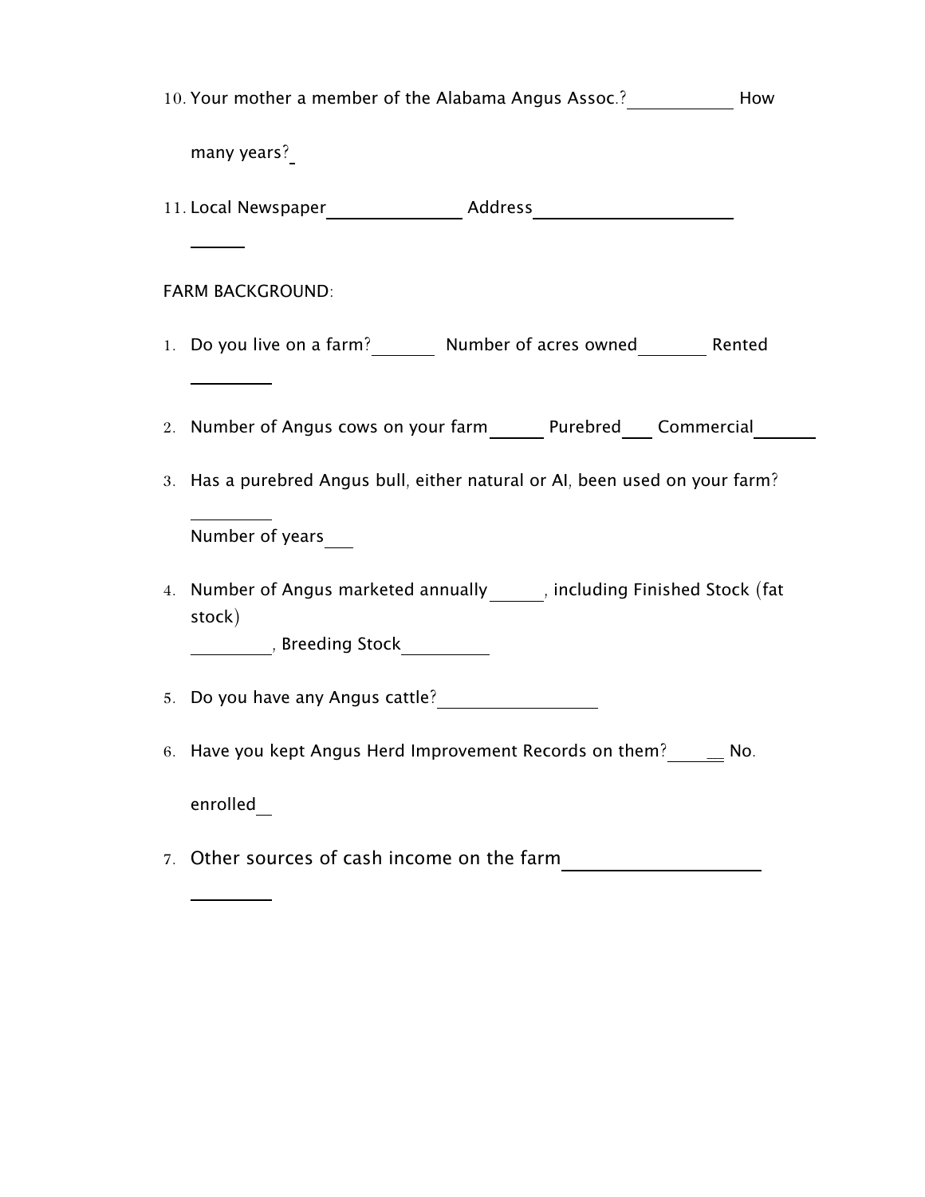10. Your mother a member of the Alabama Angus Assoc.?____________ How many years?_

11. Local Newspaper_______________ Address______________________ ______

FARM BACKGROUND:

1. Do you live on a farm?_______ Number of acres owned________ Rented _________

2. Number of Angus cows on your farm______ Purebred___ Commercial_______

3. Has a purebred Angus bull, either natural or AI, been used on your farm? _________

   Number of years___

4. Number of Angus marketed annually______, including Finished Stock (fat stock) _________, Breeding Stock__________

5. Do you have any Angus cattle?__________________

6. Have you kept Angus Herd Improvement Records on them?______ No. enrolled__

7. Other sources of cash income on the farm______________________ _________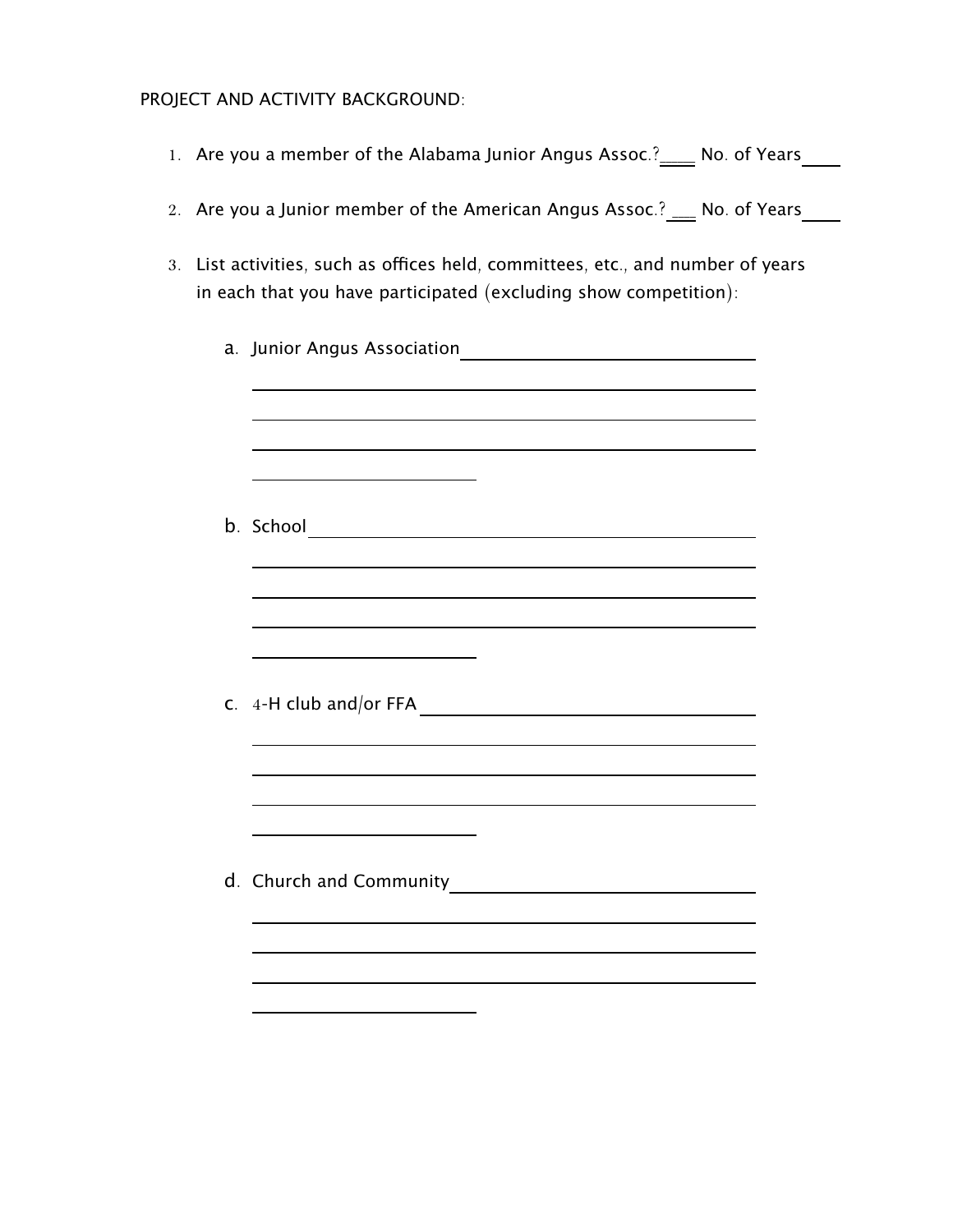PROJECT AND ACTIVITY BACKGROUND:

1. Are you a member of the Alabama Junior Angus Assoc.?____ No. of Years____

2. Are you a Junior member of the American Angus Assoc.? ___ No. of Years____

3. List activities, such as offices held, committees, etc., and number of years in each that you have participated (excluding show competition):

   a. Junior Angus Association________________________________
   
   ____________________________________________
   
   ____________________________________________
   
   ____________________________________________
   
   ____________________

   b. School____________________________________________
   
   ____________________________________________
   
   ____________________________________________
   
   ____________________________________________
   
   ____________________

   c. 4-H club and/or FFA ________________________________
   
   ____________________________________________
   
   ____________________________________________
   
   ____________________________________________
   
   ____________________

   d. Church and Community________________________________
   
   ____________________________________________
   
   ____________________________________________
   
   ____________________________________________
   
   ____________________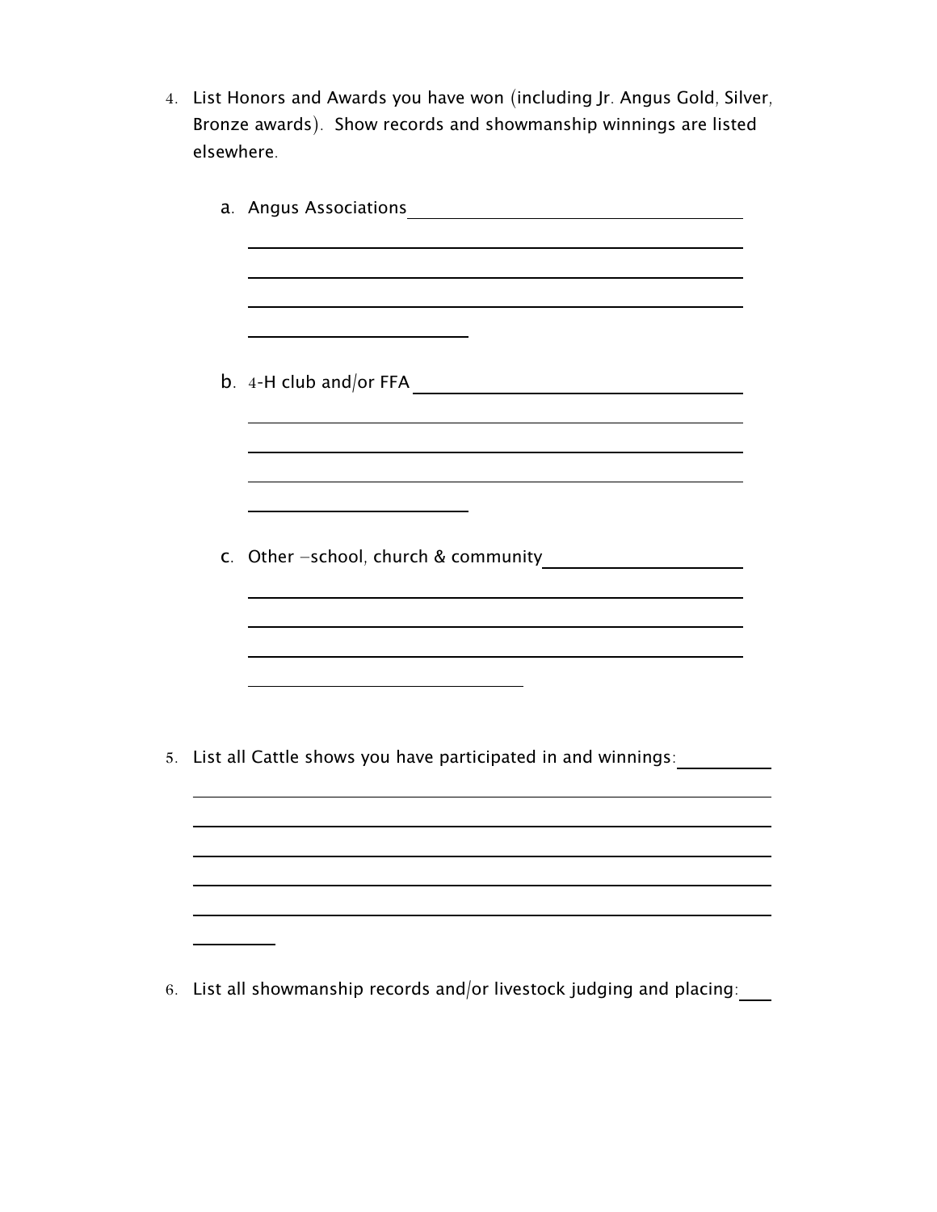4. List Honors and Awards you have won (including Jr. Angus Gold, Silver, Bronze awards). Show records and showmanship winnings are listed elsewhere.

   a. Angus Associations

   b. 4-H club and/or FFA

   c. Other –school, church & community

5. List all Cattle shows you have participated in and winnings:

6. List all showmanship records and/or livestock judging and placing: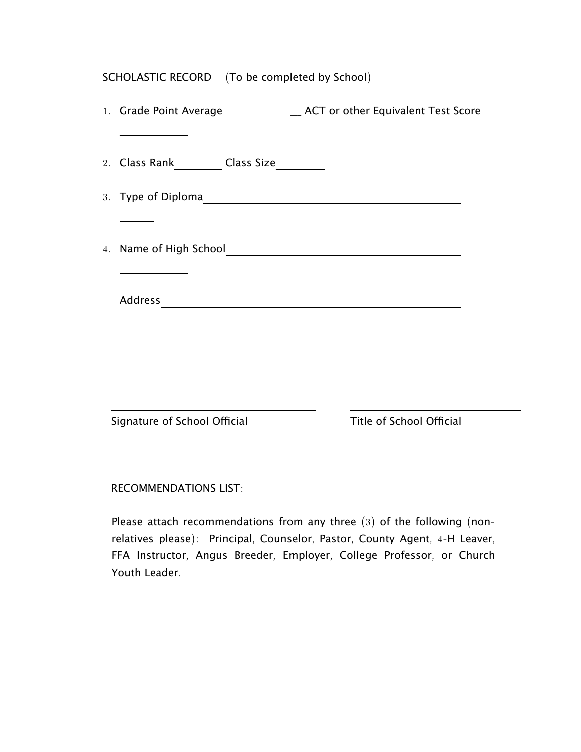SCHOLASTIC RECORD (To be completed by School)

1. Grade Point Average______________ ACT or other Equivalent Test Score ____________

2. Class Rank________ Class Size________

3. Type of Diploma__________________________________________ ______

4. Name of High School__________________________________________ ____________

   Address__________________________________________ ______

_________________________________ Signature of School Official

_________________________________ Title of School Official

RECOMMENDATIONS LIST:

Please attach recommendations from any three (3) of the following (non-relatives please): Principal, Counselor, Pastor, County Agent, 4-H Leaver, FFA Instructor, Angus Breeder, Employer, College Professor, or Church Youth Leader.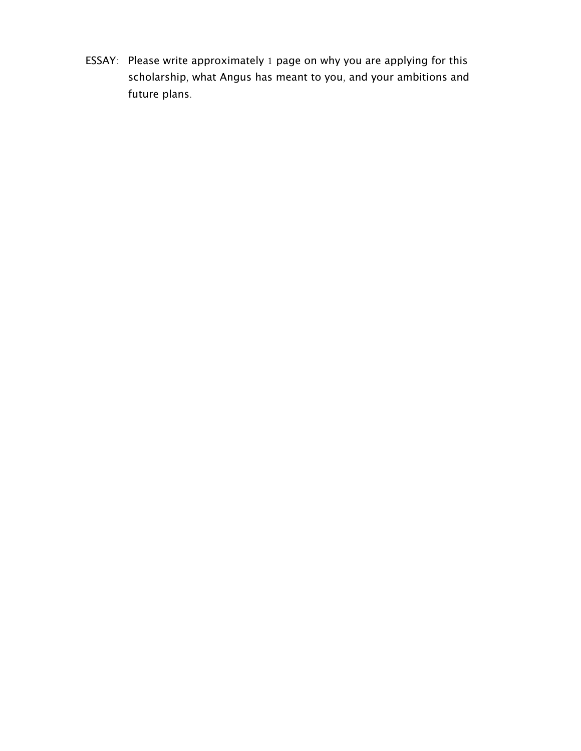ESSAY: Please write approximately 1 page on why you are applying for this scholarship, what Angus has meant to you, and your ambitions and future plans.